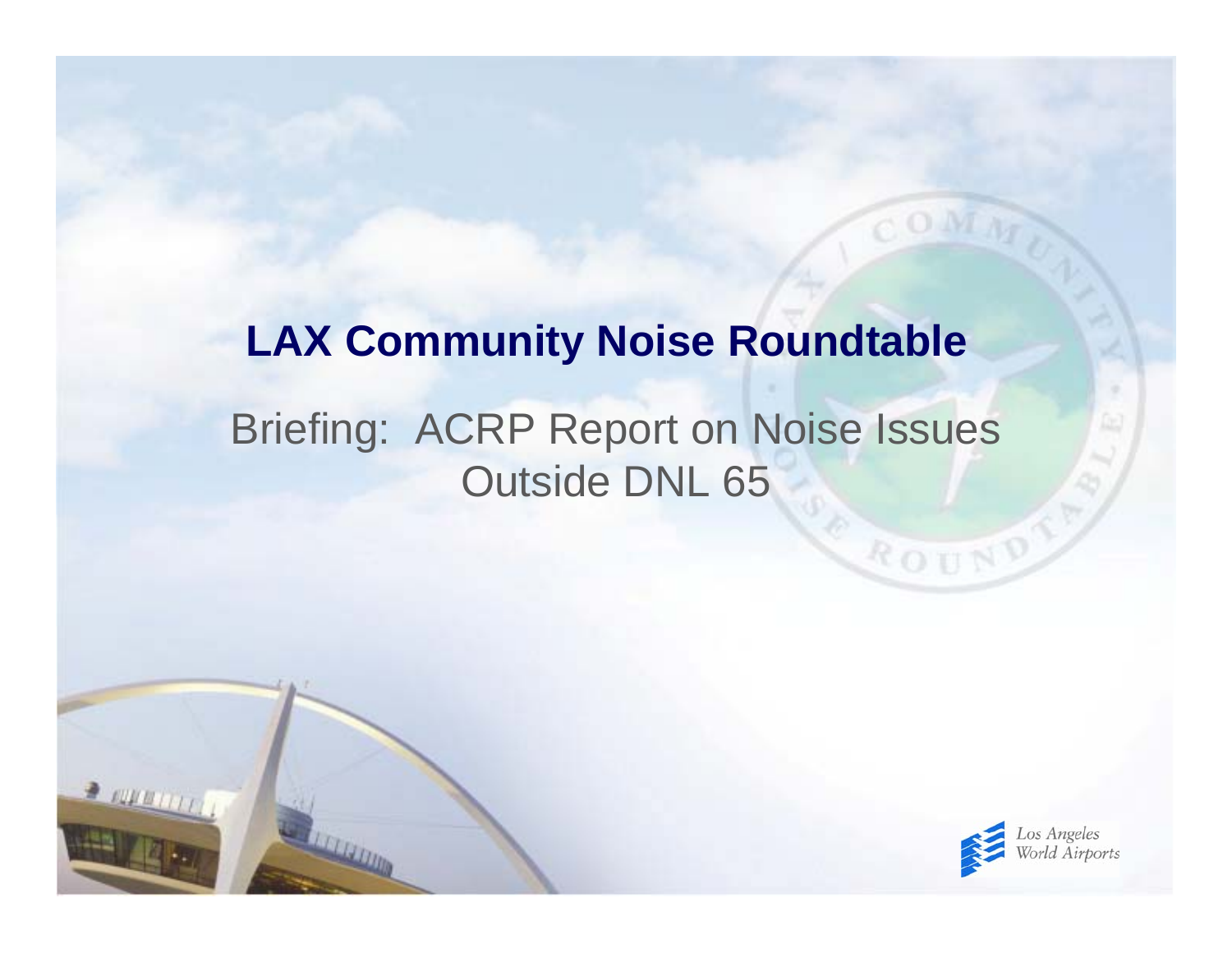# LAX Community Noise Roundtable

Briefing: ACRP Report on Noise Issues Outside DNL 65

Los Angeles World Airports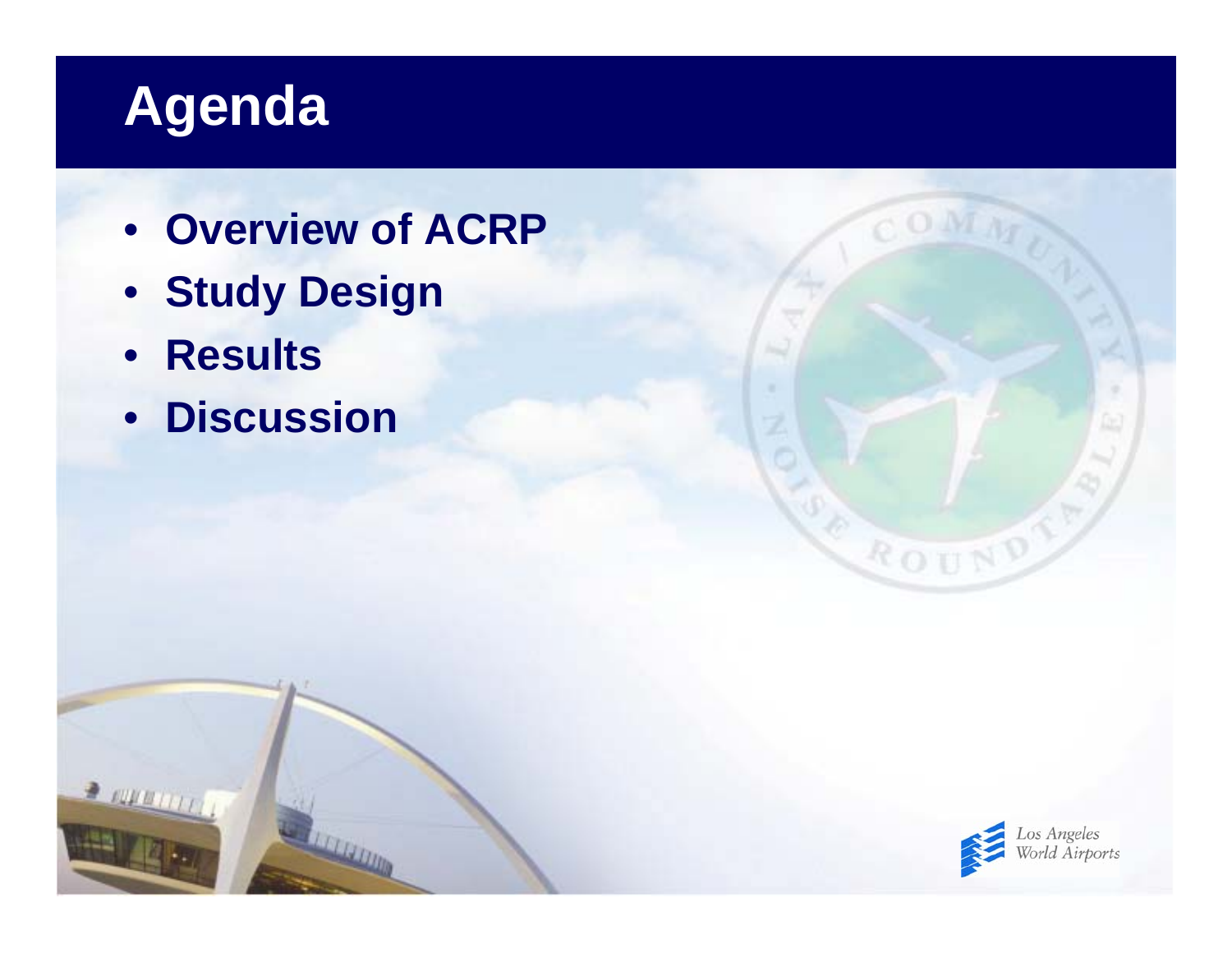# Agenda

- **Overview of ACRP**
- **Study Design**
- **Results**
- **Discussion**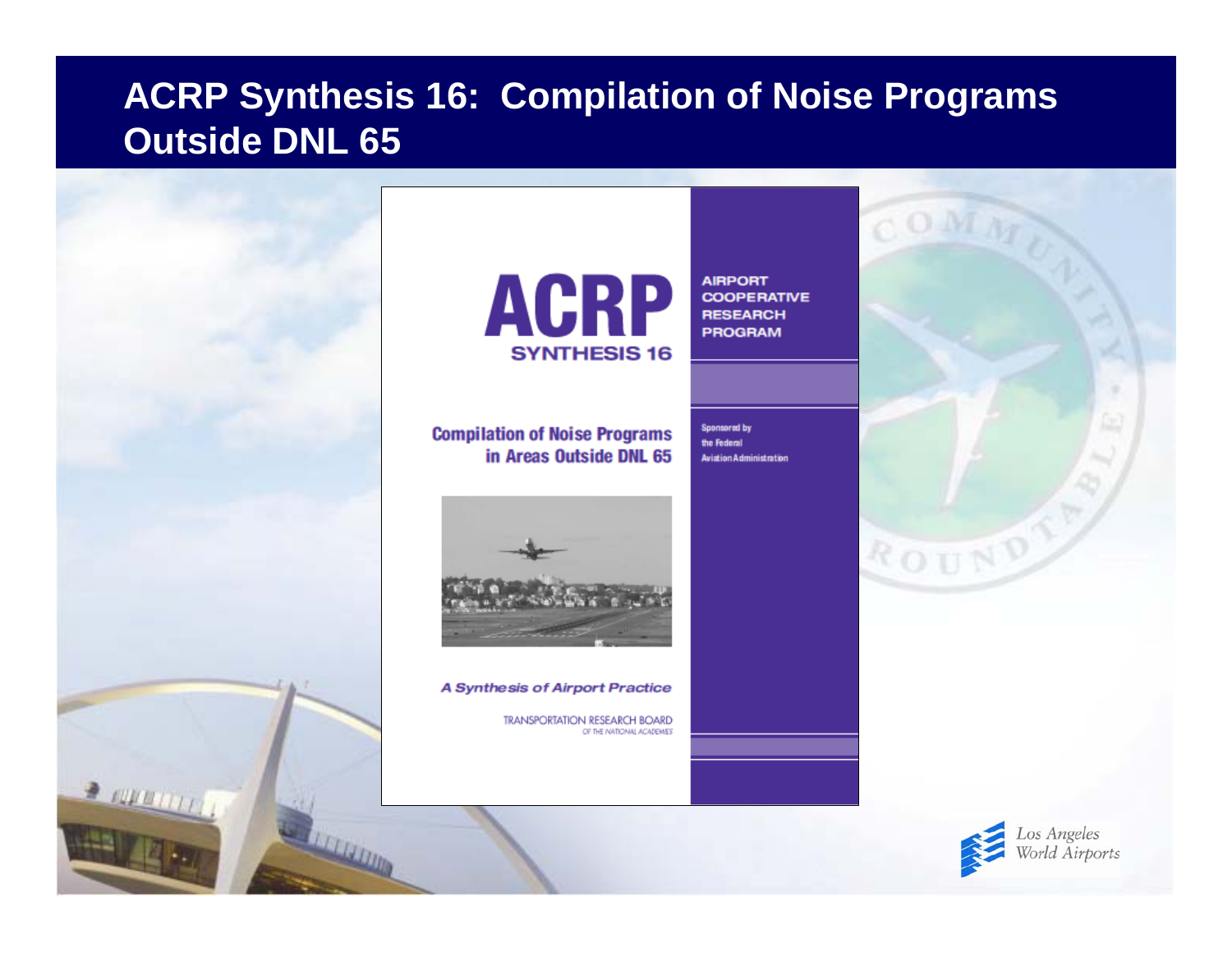# ACRP Synthesis 16: Compilation of Noise Programs Outside DNL 65

ACRP
SYNTHESIS 16

AIRPORT
COOPERATIVE
RESEARCH
PROGRAM

Compilation of Noise Programs in Areas Outside DNL 65

Sponsored by the Federal Aviation Administration

*A Synthesis of Airport Practice*

TRANSPORTATION RESEARCH BOARD
OF THE NATIONAL ACADEMIES

Los Angeles World Airports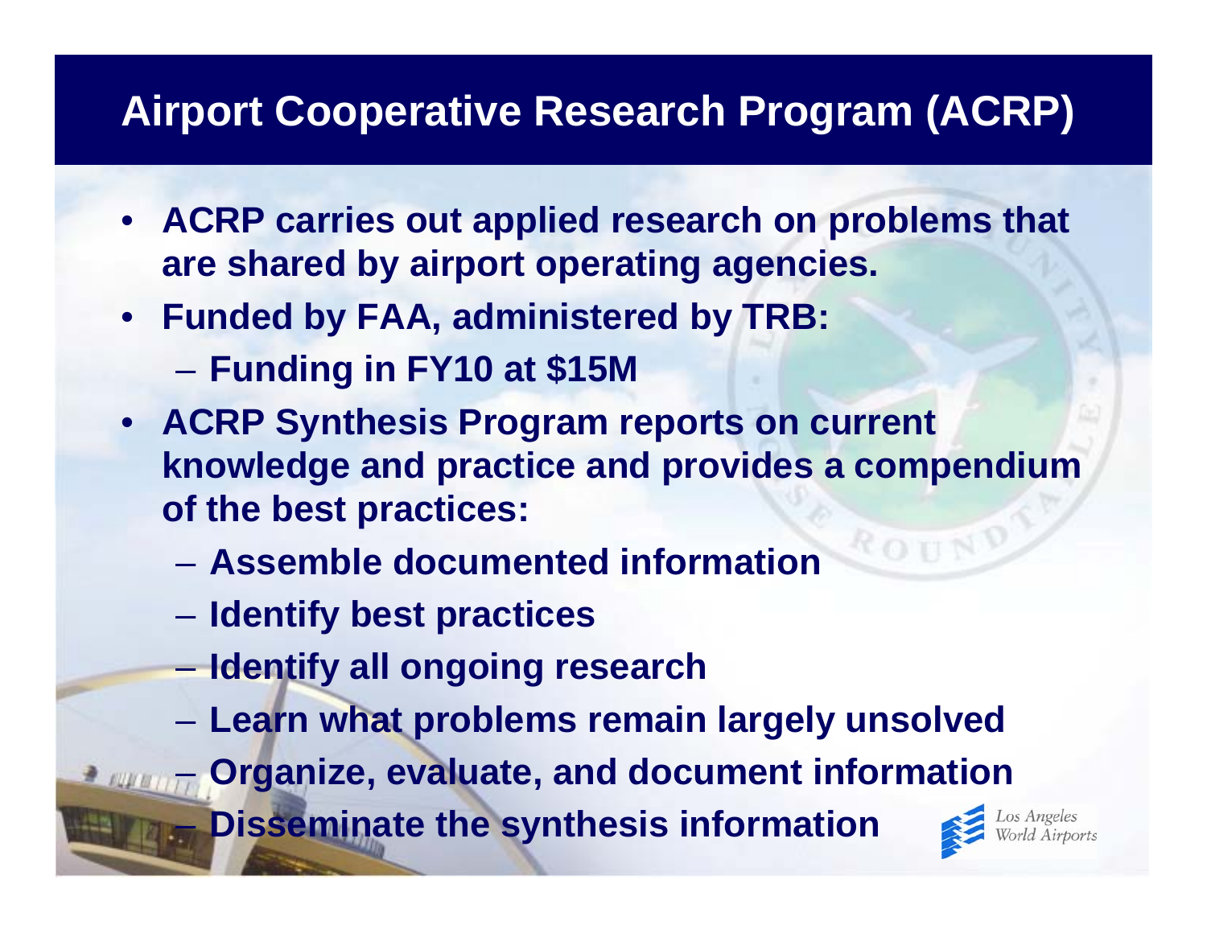# Airport Cooperative Research Program (ACRP)

- **ACRP carries out applied research on problems that are shared by airport operating agencies.**
- **Funded by FAA, administered by TRB:**
  - **Funding in FY10 at $15M**
- **ACRP Synthesis Program reports on current knowledge and practice and provides a compendium of the best practices:**
  - **Assemble documented information**
  - **Identify best practices**
  - **Identify all ongoing research**
  - **Learn what problems remain largely unsolved**
  - **Organize, evaluate, and document information**
  - **Disseminate the synthesis information**

Los Angeles World Airports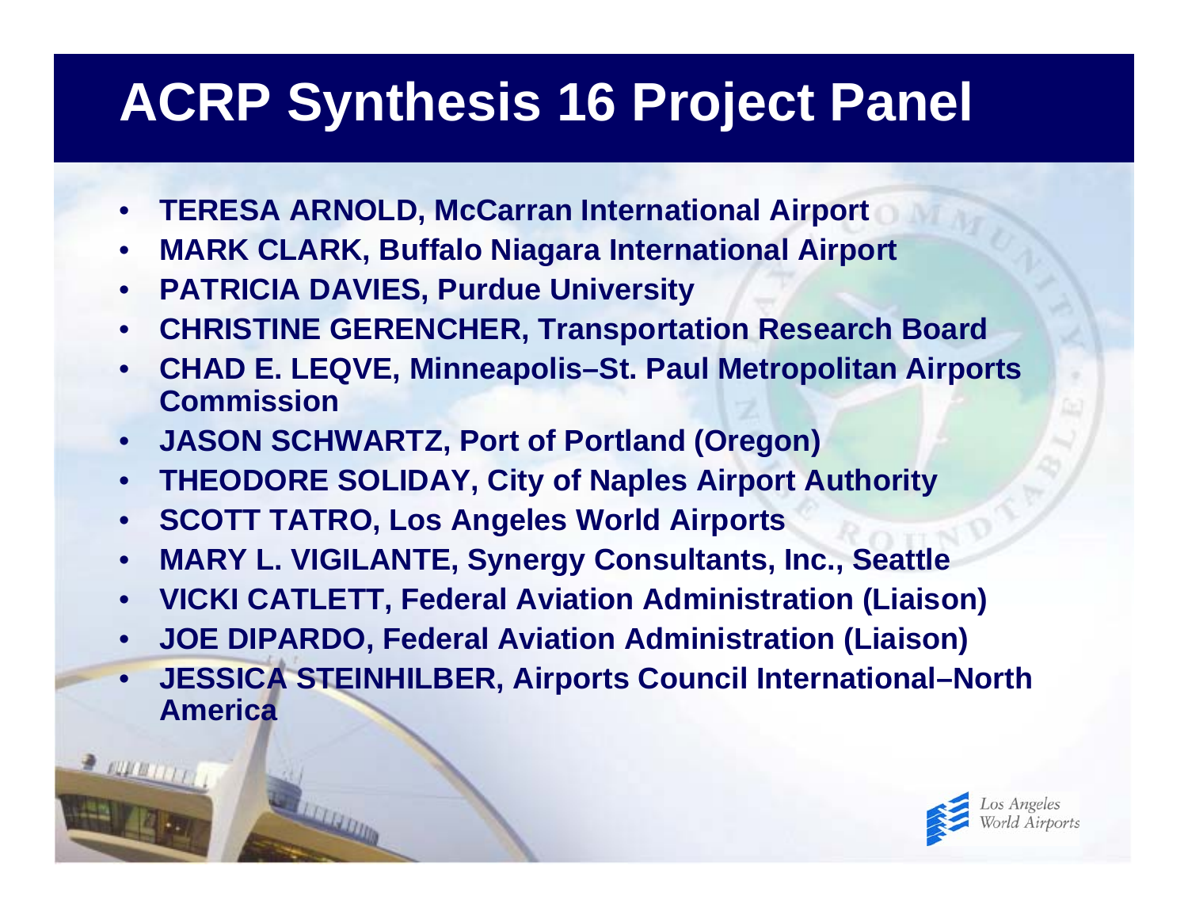# ACRP Synthesis 16 Project Panel

- **TERESA ARNOLD, McCarran International Airport**
- **MARK CLARK, Buffalo Niagara International Airport**
- **PATRICIA DAVIES, Purdue University**
- **CHRISTINE GERENCHER, Transportation Research Board**
- **CHAD E. LEQVE, Minneapolis–St. Paul Metropolitan Airports Commission**
- **JASON SCHWARTZ, Port of Portland (Oregon)**
- **THEODORE SOLIDAY, City of Naples Airport Authority**
- **SCOTT TATRO, Los Angeles World Airports**
- **MARY L. VIGILANTE, Synergy Consultants, Inc., Seattle**
- **VICKI CATLETT, Federal Aviation Administration (Liaison)**
- **JOE DIPARDO, Federal Aviation Administration (Liaison)**
- **JESSICA STEINHILBER, Airports Council International–North America**

Los Angeles World Airports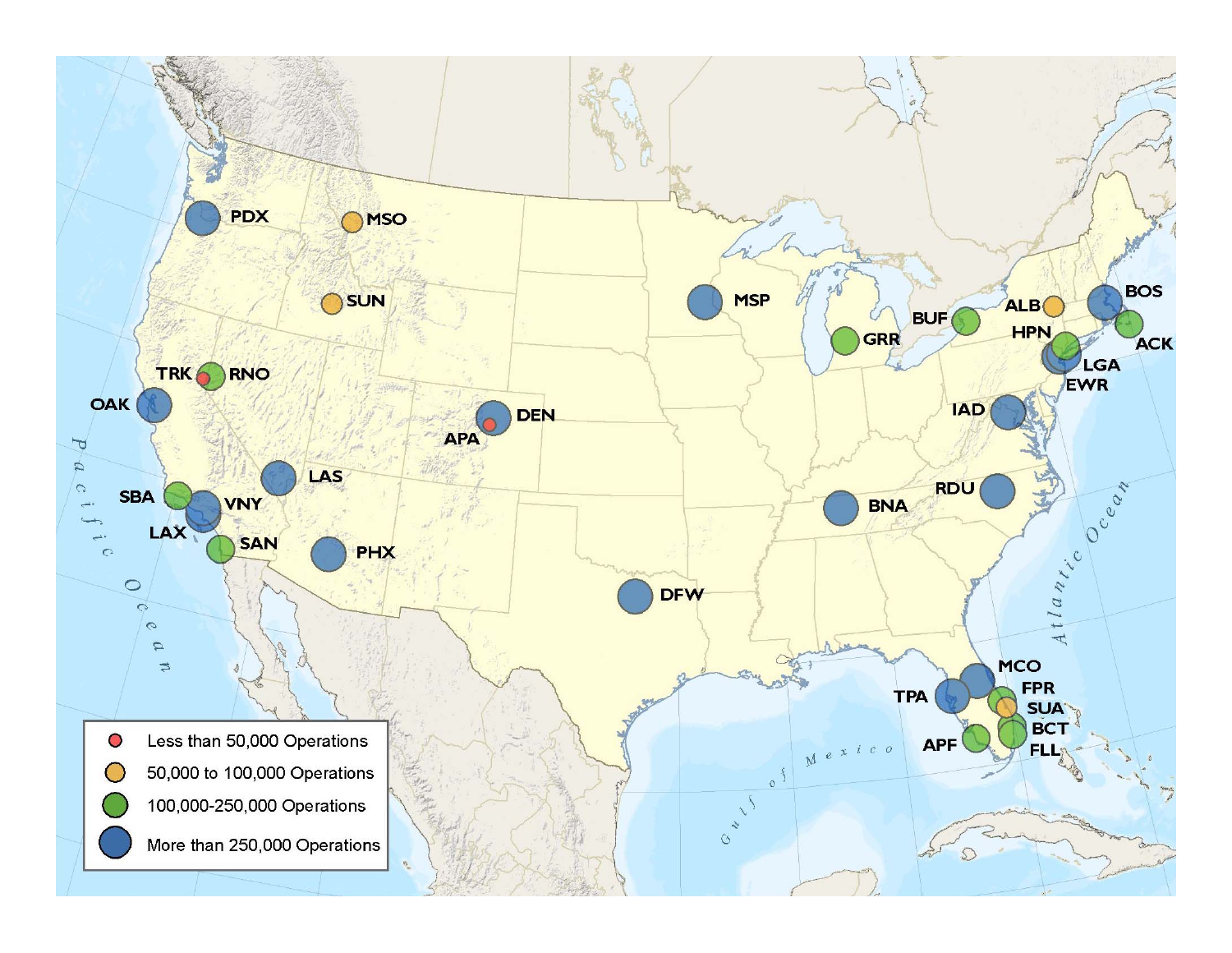- Less than 50,000 Operations
- 50,000 to 100,000 Operations
- 100,000-250,000 Operations
- More than 250,000 Operations

PDX, MSO, SUN, TRK, RNO, OAK, SBA, VNY, LAX, SAN, LAS, PHX, DEN, APA, DFW, MSP, GRR, BUF, ALB, HPN, BOS, ACK, LGA, EWR, IAD, RDU, BNA, MCO, FPR, SUA, TPA, BCT, APF, FLL

Pacific Ocean

Atlantic Ocean

Gulf of Mexico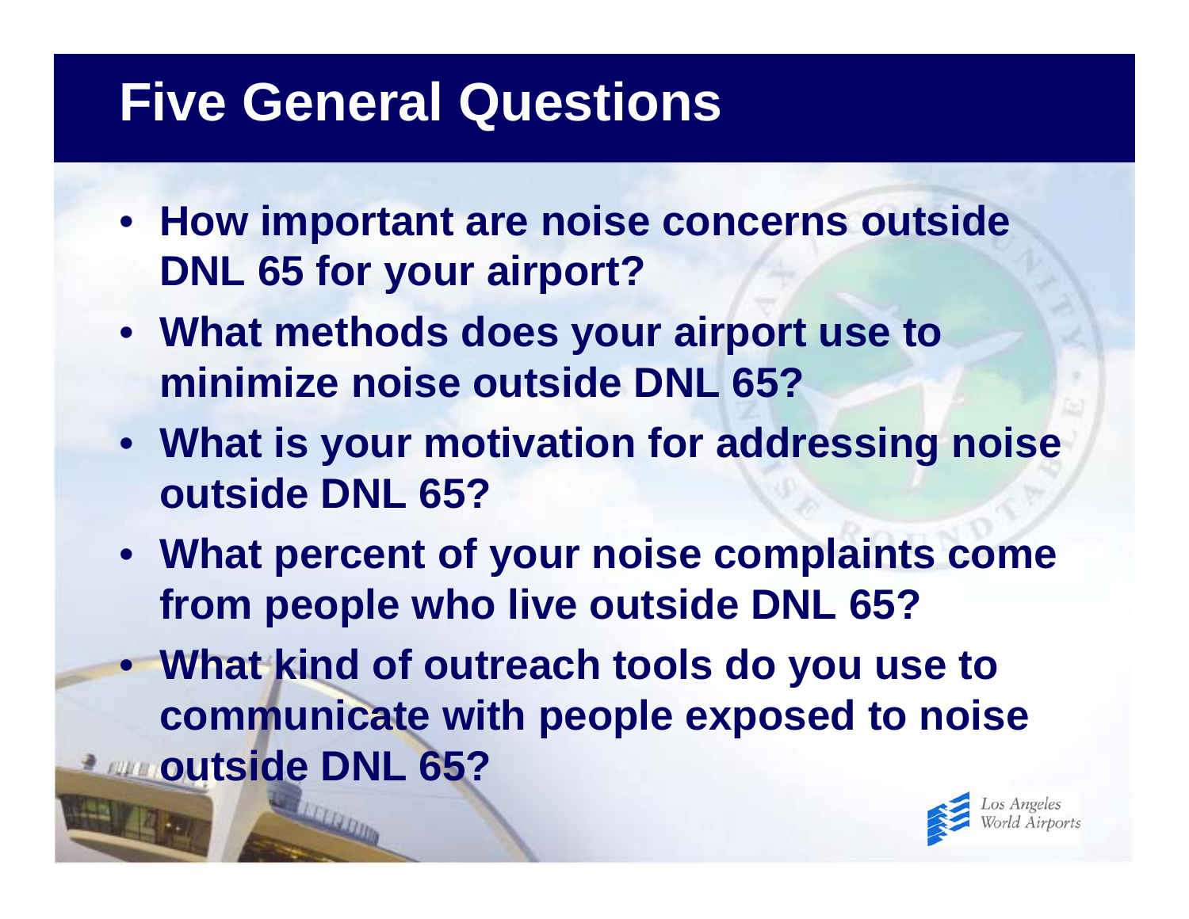# Five General Questions

- How important are noise concerns outside DNL 65 for your airport?
- What methods does your airport use to minimize noise outside DNL 65?
- What is your motivation for addressing noise outside DNL 65?
- What percent of your noise complaints come from people who live outside DNL 65?
- What kind of outreach tools do you use to communicate with people exposed to noise outside DNL 65?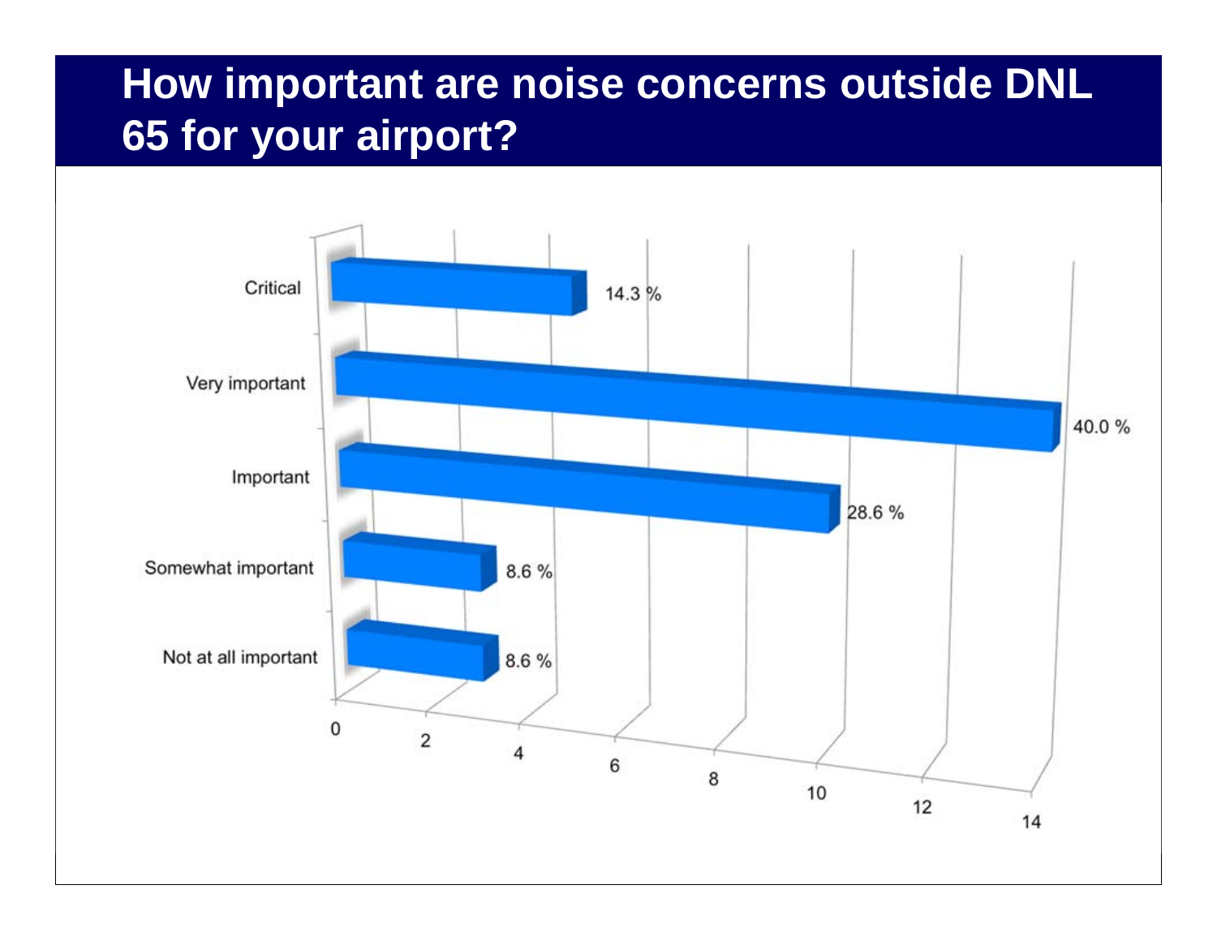# How important are noise concerns outside DNL 65 for your airport?

| Response | Percentage |
| --- | --- |
| Critical | 14.3 % |
| Very important | 40.0 % |
| Important | 28.6 % |
| Somewhat important | 8.6 % |
| Not at all important | 8.6 % |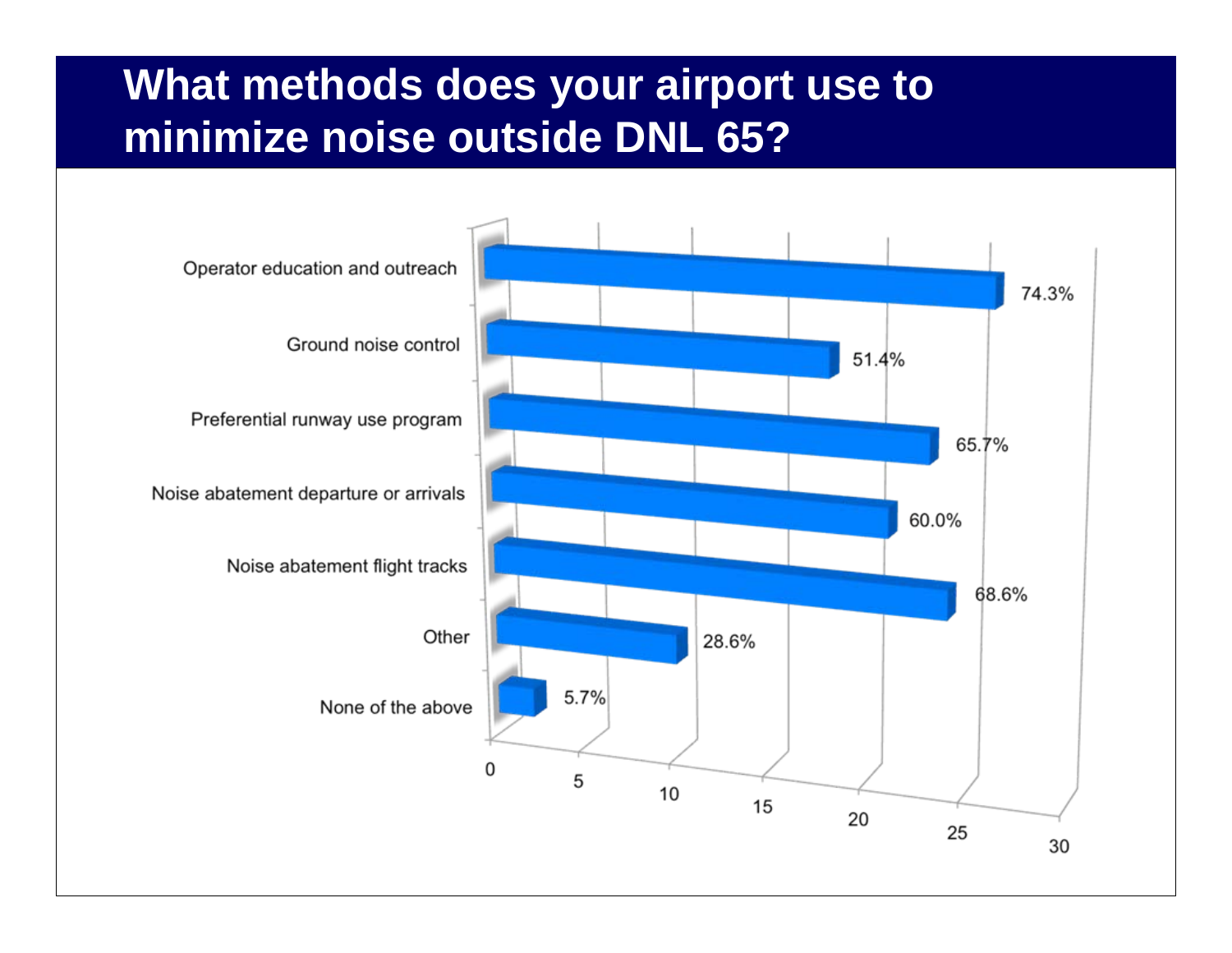# What methods does your airport use to minimize noise outside DNL 65?

| Method | Percent |
|---|---|
| Operator education and outreach | 74.3% |
| Ground noise control | 51.4% |
| Preferential runway use program | 65.7% |
| Noise abatement departure or arrivals | 60.0% |
| Noise abatement flight tracks | 68.6% |
| Other | 28.6% |
| None of the above | 5.7% |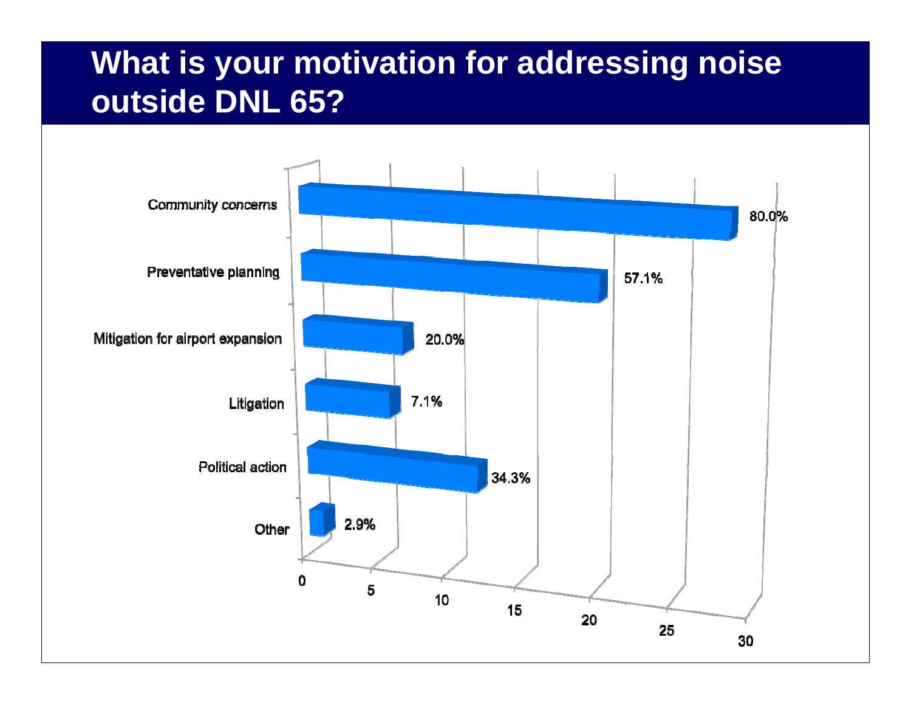# What is your motivation for addressing noise outside DNL 65?

| Motivation | Percentage |
| --- | --- |
| Community concerns | 80.0% |
| Preventative planning | 57.1% |
| Mitigation for airport expansion | 20.0% |
| Litigation | 7.1% |
| Political action | 34.3% |
| Other | 2.9% |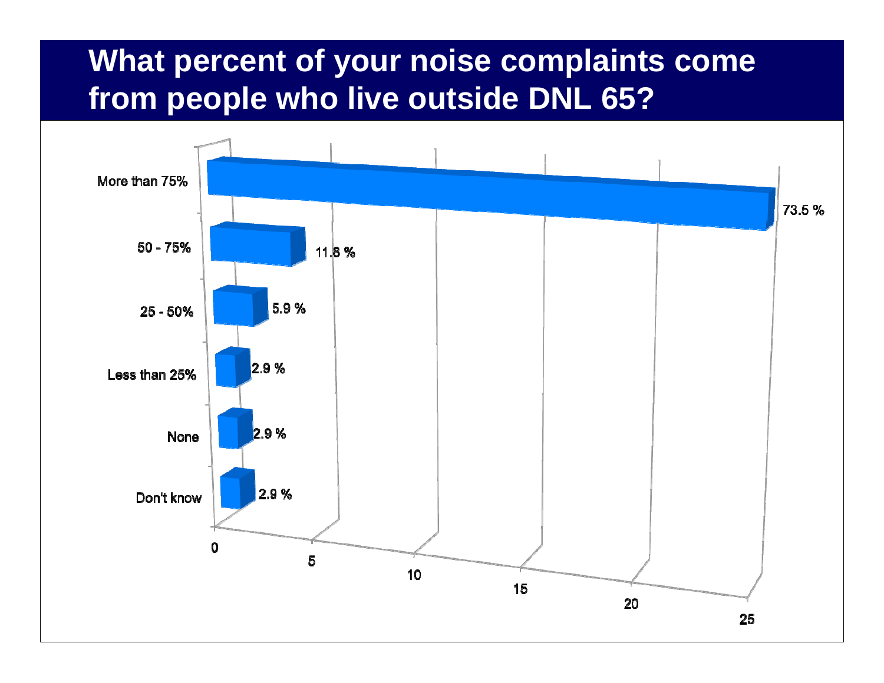# What percent of your noise complaints come from people who live outside DNL 65?

| Response | Percent |
| --- | --- |
| More than 75% | 73.5 % |
| 50 - 75% | 11.8 % |
| 25 - 50% | 5.9 % |
| Less than 25% | 2.9 % |
| None | 2.9 % |
| Don't know | 2.9 % |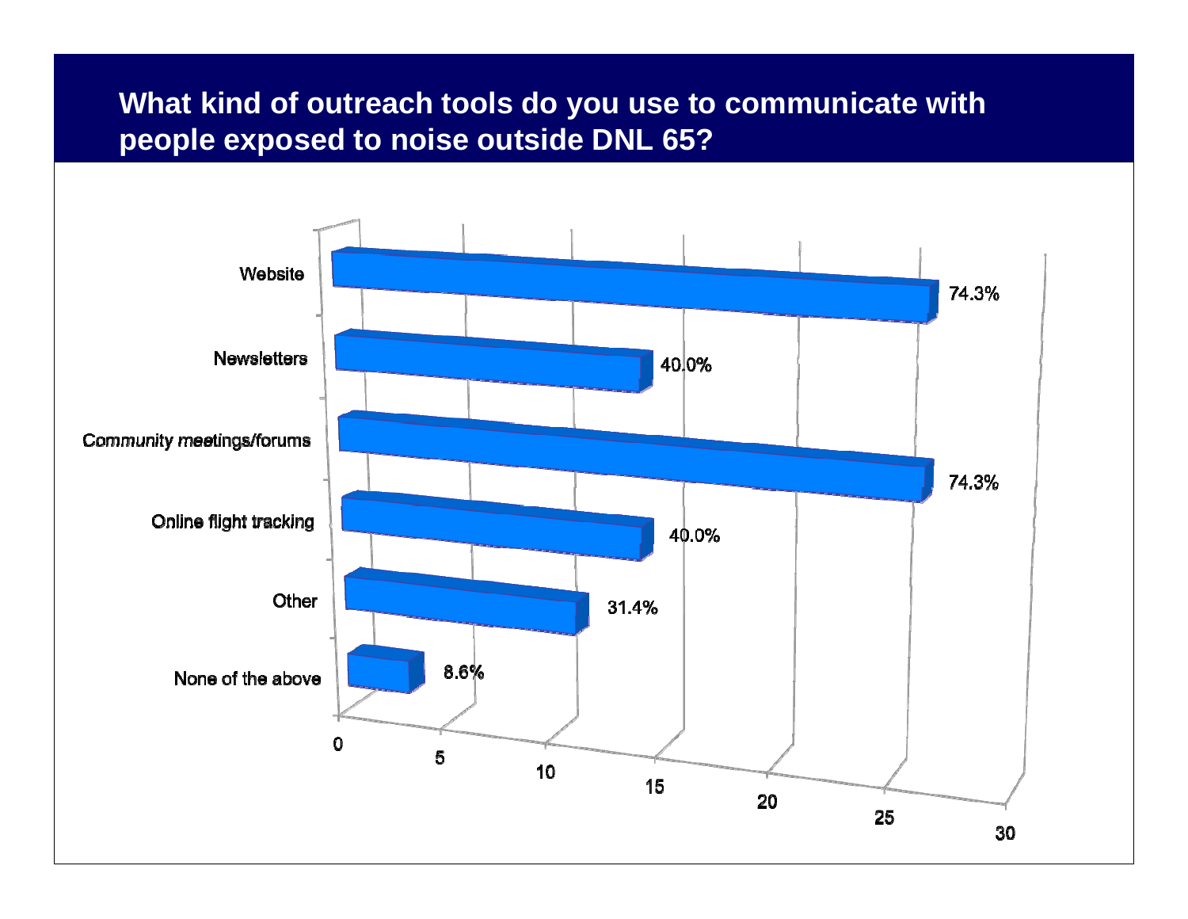# What kind of outreach tools do you use to communicate with people exposed to noise outside DNL 65?

| Outreach tool | Percentage |
|---|---|
| Website | 74.3% |
| Newsletters | 40.0% |
| Community meetings/forums | 74.3% |
| Online flight tracking | 40.0% |
| Other | 31.4% |
| None of the above | 8.6% |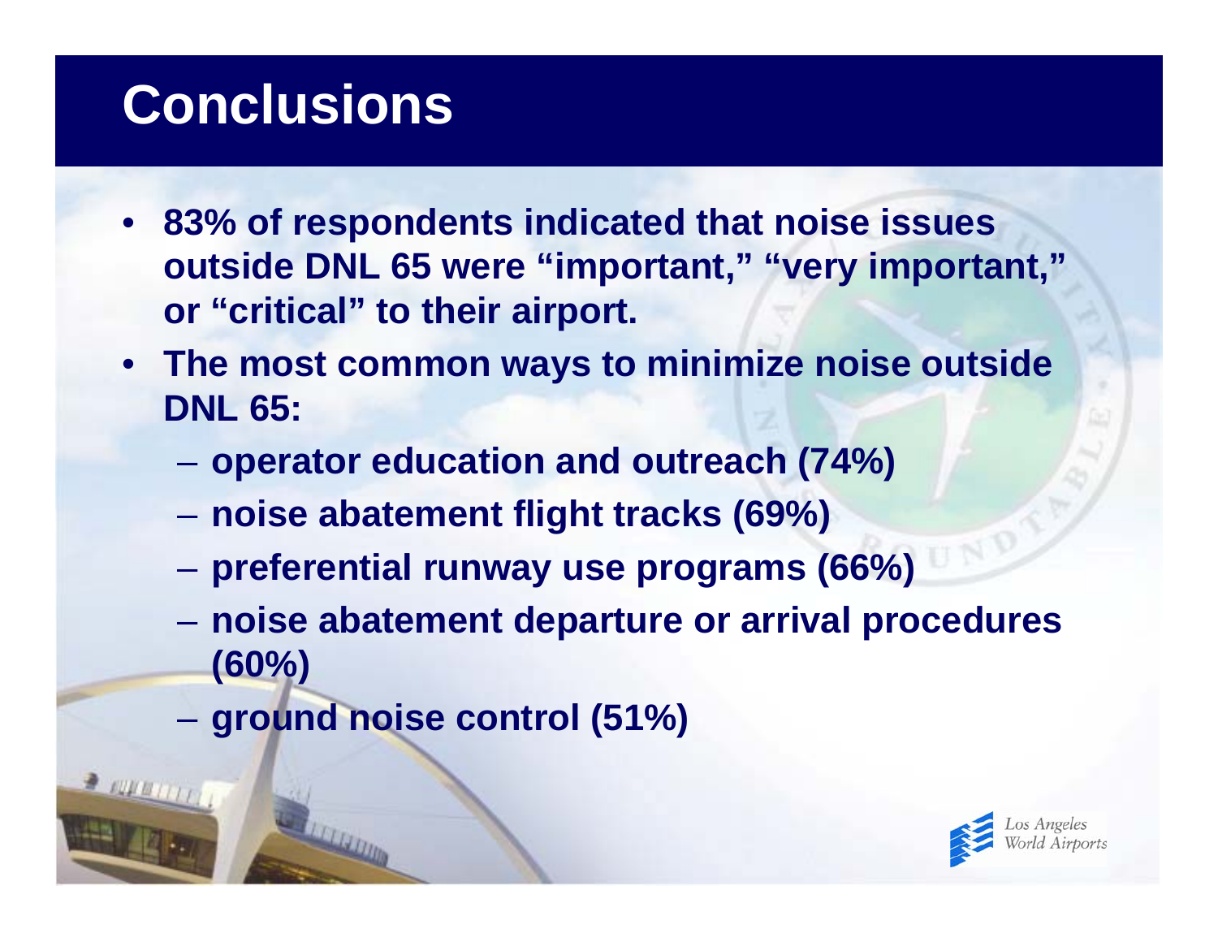# Conclusions

- **83% of respondents indicated that noise issues outside DNL 65 were "important," "very important," or "critical" to their airport.**
- **The most common ways to minimize noise outside DNL 65:**
  - **operator education and outreach (74%)**
  - **noise abatement flight tracks (69%)**
  - **preferential runway use programs (66%)**
  - **noise abatement departure or arrival procedures (60%)**
  - **ground noise control (51%)**

Los Angeles World Airports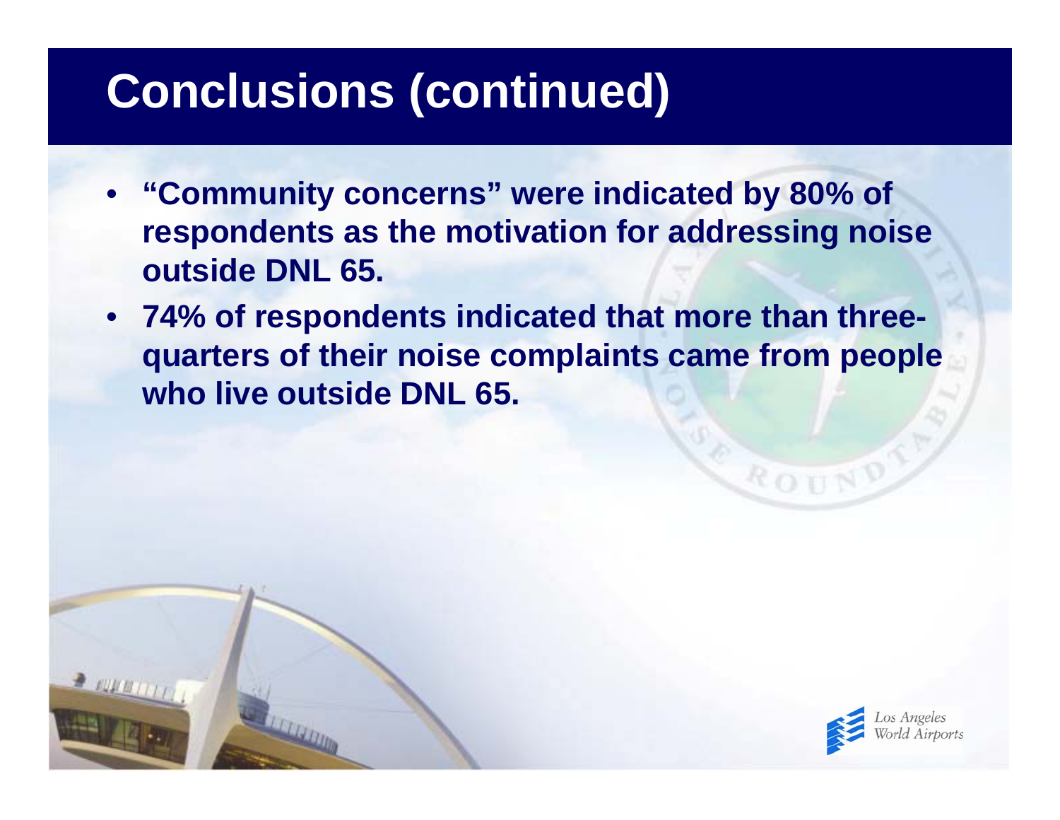# Conclusions (continued)

- **"Community concerns" were indicated by 80% of respondents as the motivation for addressing noise outside DNL 65.**
- **74% of respondents indicated that more than three-quarters of their noise complaints came from people who live outside DNL 65.**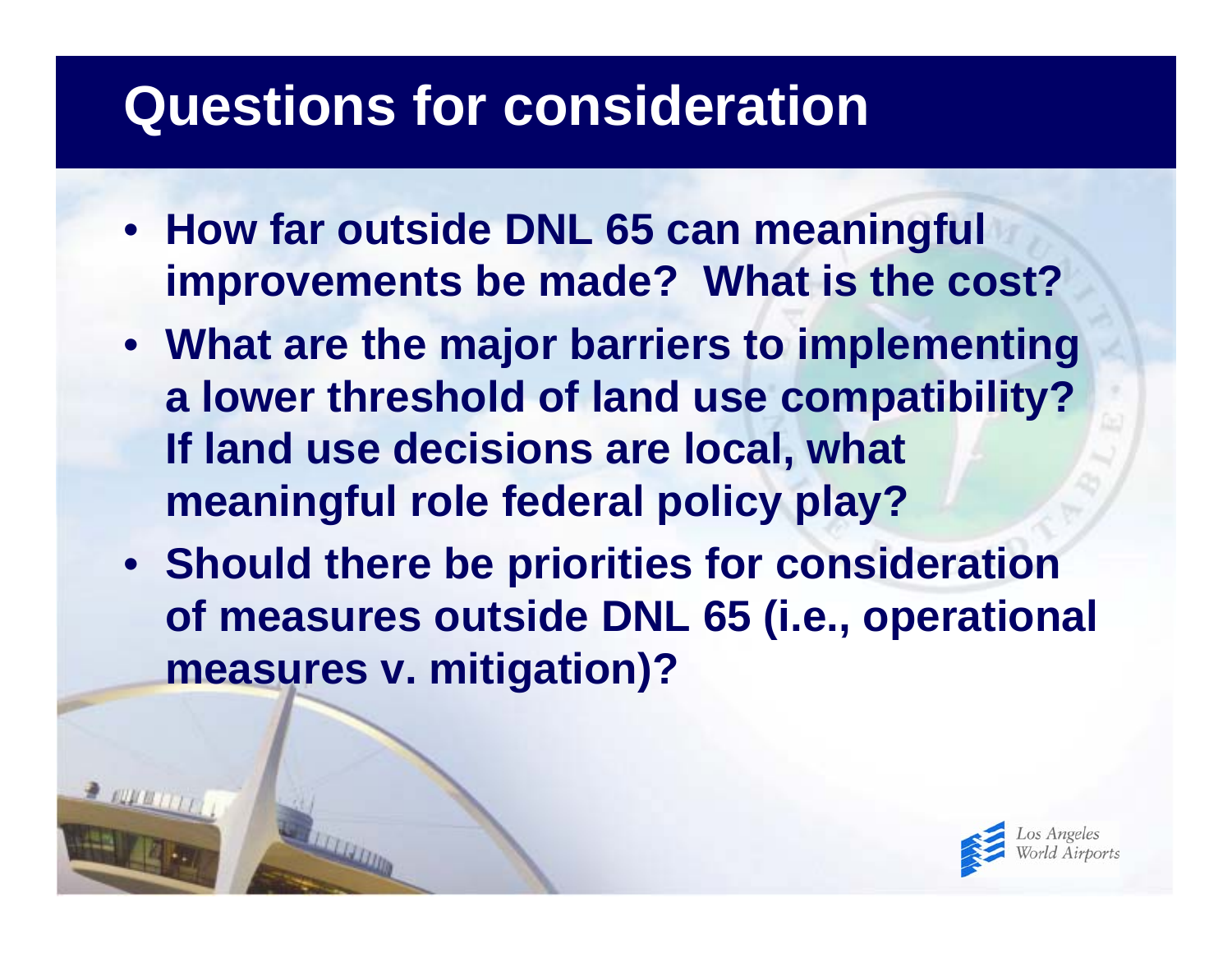# Questions for consideration

- **How far outside DNL 65 can meaningful improvements be made? What is the cost?**
- **What are the major barriers to implementing a lower threshold of land use compatibility? If land use decisions are local, what meaningful role federal policy play?**
- **Should there be priorities for consideration of measures outside DNL 65 (i.e., operational measures v. mitigation)?**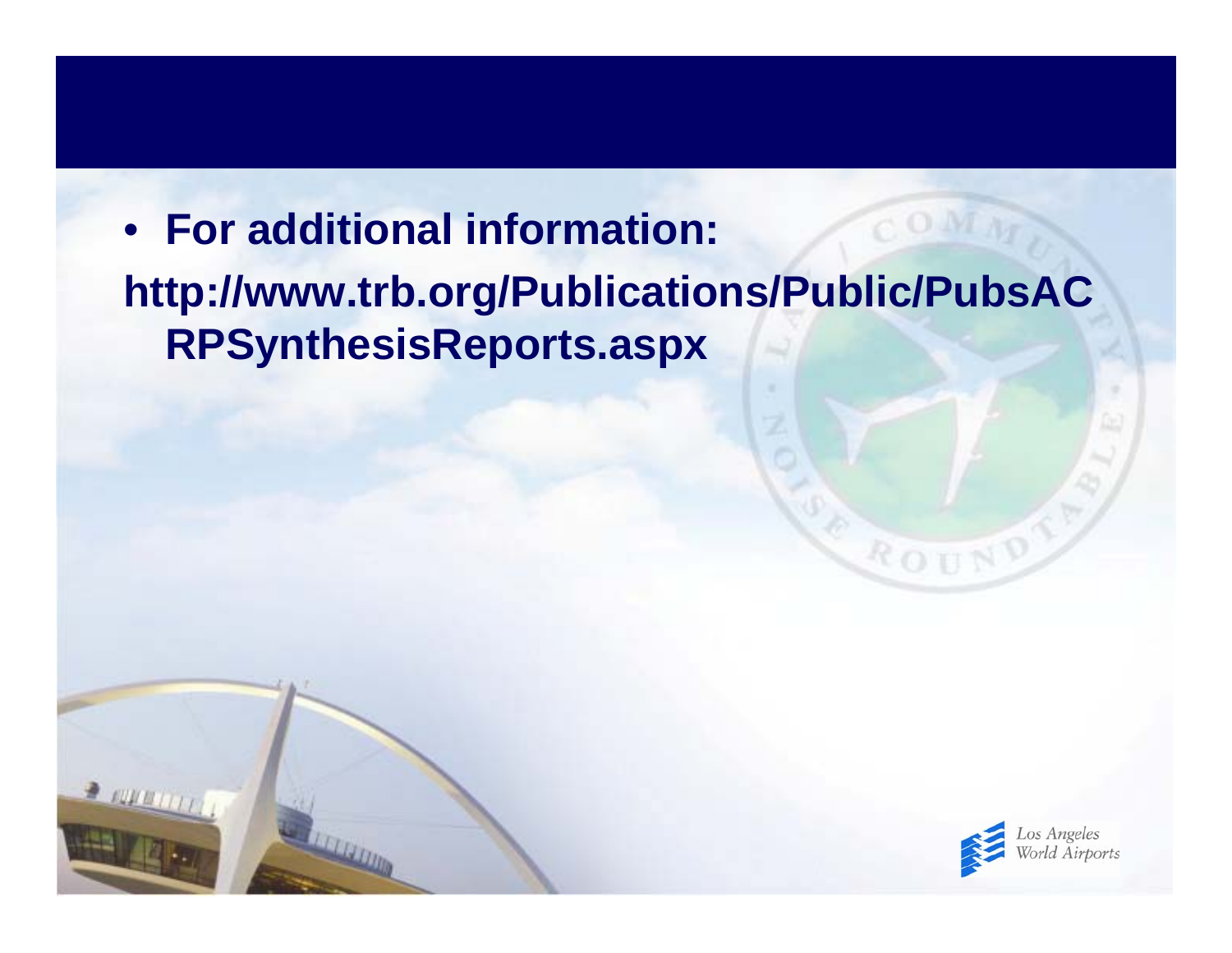- **For additional information:**

**http://www.trb.org/Publications/Public/PubsACRPSynthesisReports.aspx**